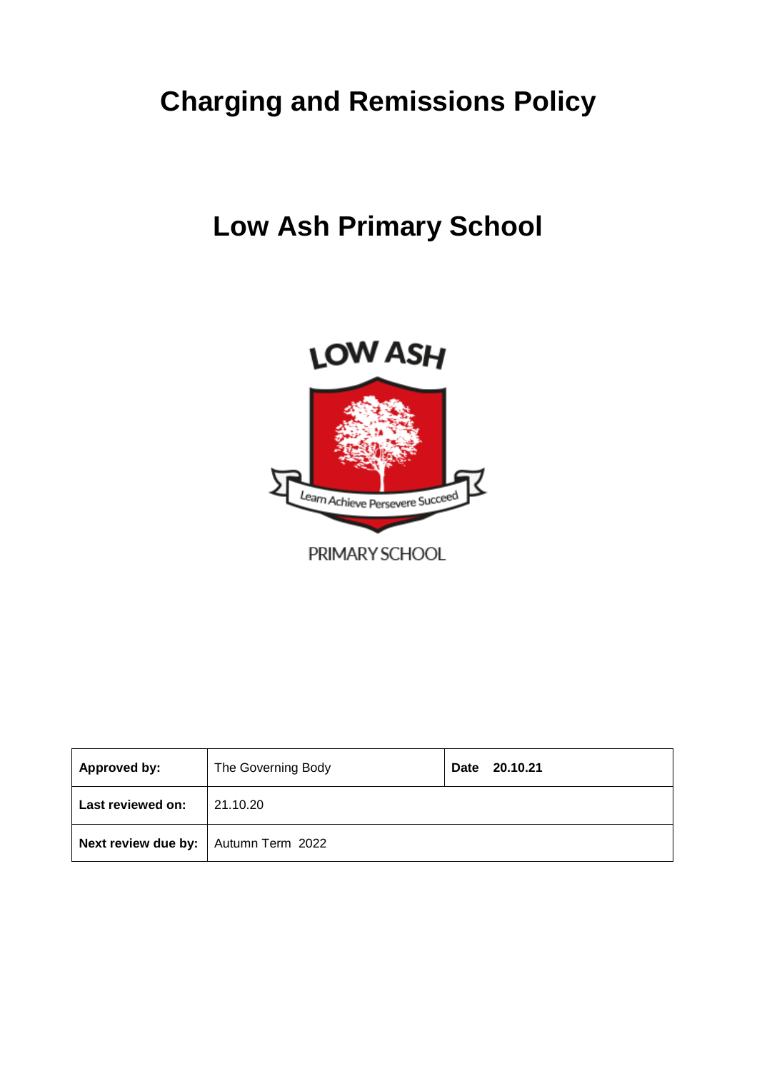# Charging and Remissions Policy

# Low Ash Primary School

| Approved by: | The Governing Body | Date 20.10.21 |
|---|---|---|
| Last reviewed on: | 21.10.20 | |
| Next review due by: | Autumn Term 2022 | |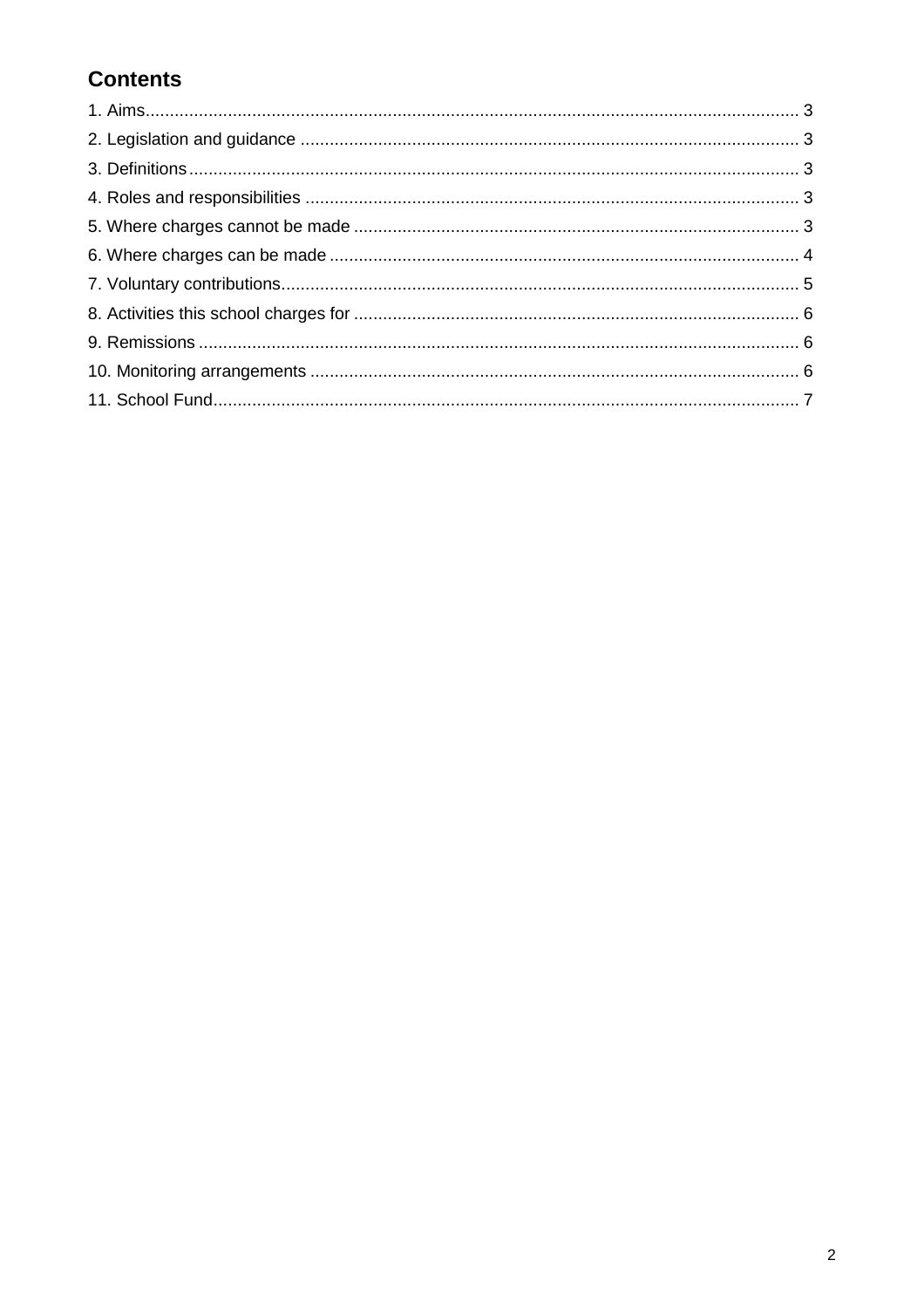## Contents

1. Aims ........................................................................................................................................ 3
2. Legislation and guidance ........................................................................................................ 3
3. Definitions .............................................................................................................................. 3
4. Roles and responsibilities ...................................................................................................... 3
5. Where charges cannot be made ............................................................................................ 3
6. Where charges can be made ................................................................................................. 4
7. Voluntary contributions ........................................................................................................... 5
8. Activities this school charges for ............................................................................................ 6
9. Remissions ............................................................................................................................. 6
10. Monitoring arrangements ...................................................................................................... 6
11. School Fund ......................................................................................................................... 7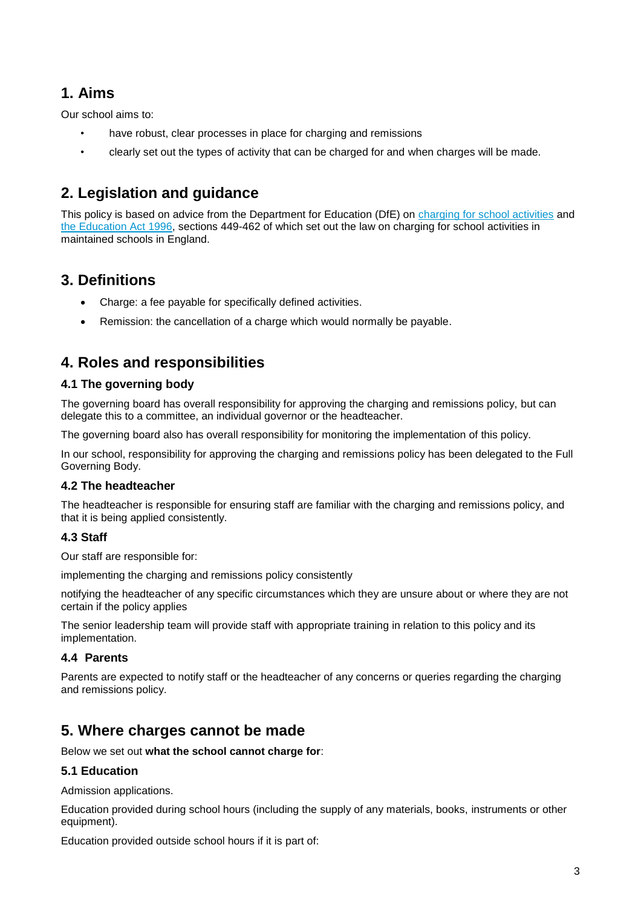## 1. Aims

Our school aims to:

- have robust, clear processes in place for charging and remissions
- clearly set out the types of activity that can be charged for and when charges will be made.

## 2. Legislation and guidance

This policy is based on advice from the Department for Education (DfE) on [charging for school activities](#) and [the Education Act 1996](#), sections 449-462 of which set out the law on charging for school activities in maintained schools in England.

## 3. Definitions

- Charge: a fee payable for specifically defined activities.
- Remission: the cancellation of a charge which would normally be payable.

## 4. Roles and responsibilities

### 4.1 The governing body

The governing board has overall responsibility for approving the charging and remissions policy, but can delegate this to a committee, an individual governor or the headteacher.

The governing board also has overall responsibility for monitoring the implementation of this policy.

In our school, responsibility for approving the charging and remissions policy has been delegated to the Full Governing Body.

### 4.2 The headteacher

The headteacher is responsible for ensuring staff are familiar with the charging and remissions policy, and that it is being applied consistently.

### 4.3 Staff

Our staff are responsible for:

implementing the charging and remissions policy consistently

notifying the headteacher of any specific circumstances which they are unsure about or where they are not certain if the policy applies

The senior leadership team will provide staff with appropriate training in relation to this policy and its implementation.

### 4.4 Parents

Parents are expected to notify staff or the headteacher of any concerns or queries regarding the charging and remissions policy.

## 5. Where charges cannot be made

Below we set out **what the school cannot charge for**:

### 5.1 Education

Admission applications.

Education provided during school hours (including the supply of any materials, books, instruments or other equipment).

Education provided outside school hours if it is part of: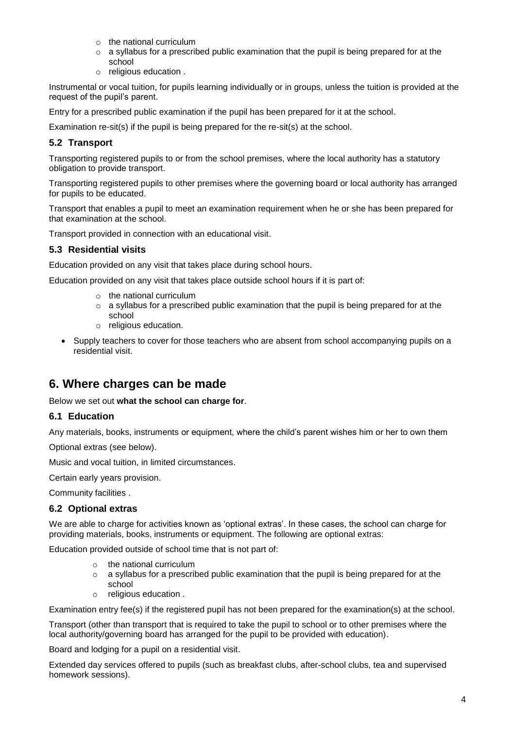- the national curriculum
- a syllabus for a prescribed public examination that the pupil is being prepared for at the school
- religious education .

Instrumental or vocal tuition, for pupils learning individually or in groups, unless the tuition is provided at the request of the pupil's parent.

Entry for a prescribed public examination if the pupil has been prepared for it at the school.

Examination re-sit(s) if the pupil is being prepared for the re-sit(s) at the school.

### 5.2 Transport

Transporting registered pupils to or from the school premises, where the local authority has a statutory obligation to provide transport.

Transporting registered pupils to other premises where the governing board or local authority has arranged for pupils to be educated.

Transport that enables a pupil to meet an examination requirement when he or she has been prepared for that examination at the school.

Transport provided in connection with an educational visit.

### 5.3 Residential visits

Education provided on any visit that takes place during school hours.

Education provided on any visit that takes place outside school hours if it is part of:

- the national curriculum
- a syllabus for a prescribed public examination that the pupil is being prepared for at the school
- religious education.

- Supply teachers to cover for those teachers who are absent from school accompanying pupils on a residential visit.

## 6. Where charges can be made

Below we set out **what the school can charge for**.

### 6.1 Education

Any materials, books, instruments or equipment, where the child's parent wishes him or her to own them

Optional extras (see below).

Music and vocal tuition, in limited circumstances.

Certain early years provision.

Community facilities .

### 6.2 Optional extras

We are able to charge for activities known as 'optional extras'. In these cases, the school can charge for providing materials, books, instruments or equipment. The following are optional extras:

Education provided outside of school time that is not part of:

- the national curriculum
- a syllabus for a prescribed public examination that the pupil is being prepared for at the school
- religious education .

Examination entry fee(s) if the registered pupil has not been prepared for the examination(s) at the school.

Transport (other than transport that is required to take the pupil to school or to other premises where the local authority/governing board has arranged for the pupil to be provided with education).

Board and lodging for a pupil on a residential visit.

Extended day services offered to pupils (such as breakfast clubs, after-school clubs, tea and supervised homework sessions).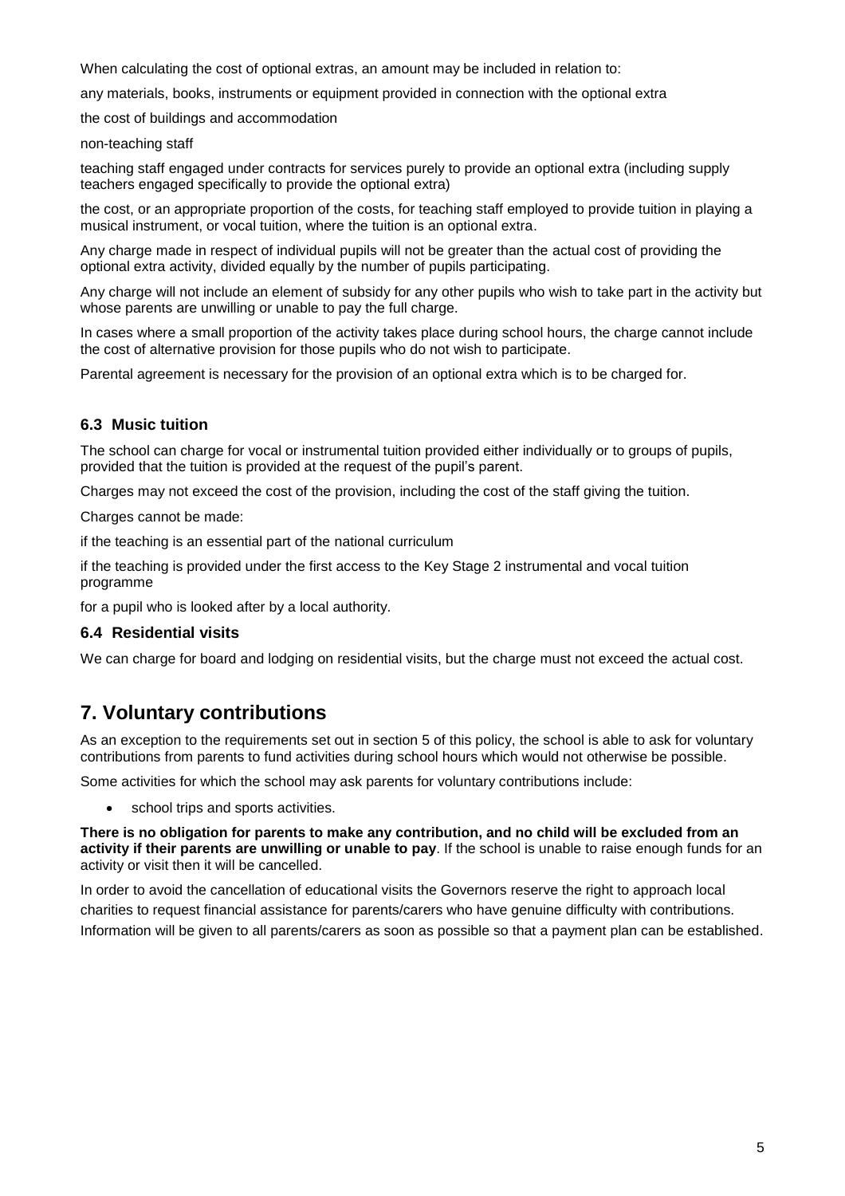When calculating the cost of optional extras, an amount may be included in relation to:

any materials, books, instruments or equipment provided in connection with the optional extra

the cost of buildings and accommodation

non-teaching staff

teaching staff engaged under contracts for services purely to provide an optional extra (including supply teachers engaged specifically to provide the optional extra)

the cost, or an appropriate proportion of the costs, for teaching staff employed to provide tuition in playing a musical instrument, or vocal tuition, where the tuition is an optional extra.

Any charge made in respect of individual pupils will not be greater than the actual cost of providing the optional extra activity, divided equally by the number of pupils participating.

Any charge will not include an element of subsidy for any other pupils who wish to take part in the activity but whose parents are unwilling or unable to pay the full charge.

In cases where a small proportion of the activity takes place during school hours, the charge cannot include the cost of alternative provision for those pupils who do not wish to participate.

Parental agreement is necessary for the provision of an optional extra which is to be charged for.

### 6.3 Music tuition

The school can charge for vocal or instrumental tuition provided either individually or to groups of pupils, provided that the tuition is provided at the request of the pupil's parent.

Charges may not exceed the cost of the provision, including the cost of the staff giving the tuition.

Charges cannot be made:

if the teaching is an essential part of the national curriculum

if the teaching is provided under the first access to the Key Stage 2 instrumental and vocal tuition programme

for a pupil who is looked after by a local authority.

### 6.4 Residential visits

We can charge for board and lodging on residential visits, but the charge must not exceed the actual cost.

## 7. Voluntary contributions

As an exception to the requirements set out in section 5 of this policy, the school is able to ask for voluntary contributions from parents to fund activities during school hours which would not otherwise be possible.

Some activities for which the school may ask parents for voluntary contributions include:

- school trips and sports activities.

**There is no obligation for parents to make any contribution, and no child will be excluded from an activity if their parents are unwilling or unable to pay**. If the school is unable to raise enough funds for an activity or visit then it will be cancelled.

In order to avoid the cancellation of educational visits the Governors reserve the right to approach local charities to request financial assistance for parents/carers who have genuine difficulty with contributions. Information will be given to all parents/carers as soon as possible so that a payment plan can be established.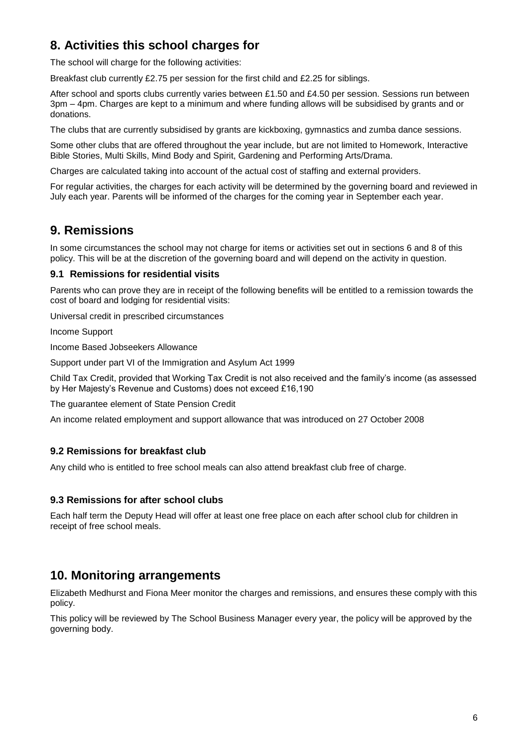## 8. Activities this school charges for

The school will charge for the following activities:

Breakfast club currently £2.75 per session for the first child and £2.25 for siblings.

After school and sports clubs currently varies between £1.50 and £4.50 per session. Sessions run between 3pm – 4pm. Charges are kept to a minimum and where funding allows will be subsidised by grants and or donations.

The clubs that are currently subsidised by grants are kickboxing, gymnastics and zumba dance sessions.

Some other clubs that are offered throughout the year include, but are not limited to Homework, Interactive Bible Stories, Multi Skills, Mind Body and Spirit, Gardening and Performing Arts/Drama.

Charges are calculated taking into account of the actual cost of staffing and external providers.

For regular activities, the charges for each activity will be determined by the governing board and reviewed in July each year. Parents will be informed of the charges for the coming year in September each year.

## 9. Remissions

In some circumstances the school may not charge for items or activities set out in sections 6 and 8 of this policy. This will be at the discretion of the governing board and will depend on the activity in question.

### 9.1 Remissions for residential visits

Parents who can prove they are in receipt of the following benefits will be entitled to a remission towards the cost of board and lodging for residential visits:

Universal credit in prescribed circumstances

Income Support

Income Based Jobseekers Allowance

Support under part VI of the Immigration and Asylum Act 1999

Child Tax Credit, provided that Working Tax Credit is not also received and the family's income (as assessed by Her Majesty's Revenue and Customs) does not exceed £16,190

The guarantee element of State Pension Credit

An income related employment and support allowance that was introduced on 27 October 2008

### 9.2 Remissions for breakfast club

Any child who is entitled to free school meals can also attend breakfast club free of charge.

### 9.3 Remissions for after school clubs

Each half term the Deputy Head will offer at least one free place on each after school club for children in receipt of free school meals.

## 10. Monitoring arrangements

Elizabeth Medhurst and Fiona Meer monitor the charges and remissions, and ensures these comply with this policy.

This policy will be reviewed by The School Business Manager every year, the policy will be approved by the governing body.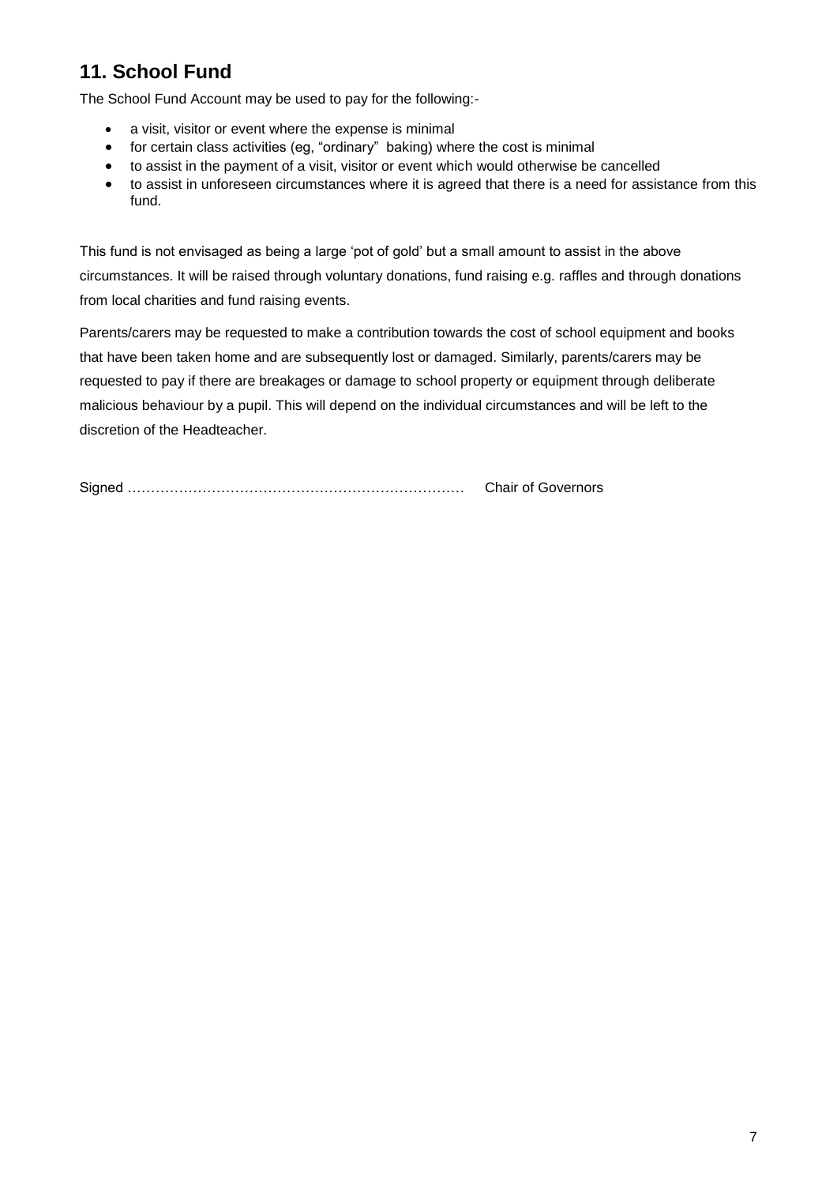## 11. School Fund

The School Fund Account may be used to pay for the following:-

- a visit, visitor or event where the expense is minimal
- for certain class activities (eg, "ordinary" baking) where the cost is minimal
- to assist in the payment of a visit, visitor or event which would otherwise be cancelled
- to assist in unforeseen circumstances where it is agreed that there is a need for assistance from this fund.

This fund is not envisaged as being a large 'pot of gold' but a small amount to assist in the above circumstances. It will be raised through voluntary donations, fund raising e.g. raffles and through donations from local charities and fund raising events.

Parents/carers may be requested to make a contribution towards the cost of school equipment and books that have been taken home and are subsequently lost or damaged. Similarly, parents/carers may be requested to pay if there are breakages or damage to school property or equipment through deliberate malicious behaviour by a pupil. This will depend on the individual circumstances and will be left to the discretion of the Headteacher.

Signed ……………………………………………………………… Chair of Governors